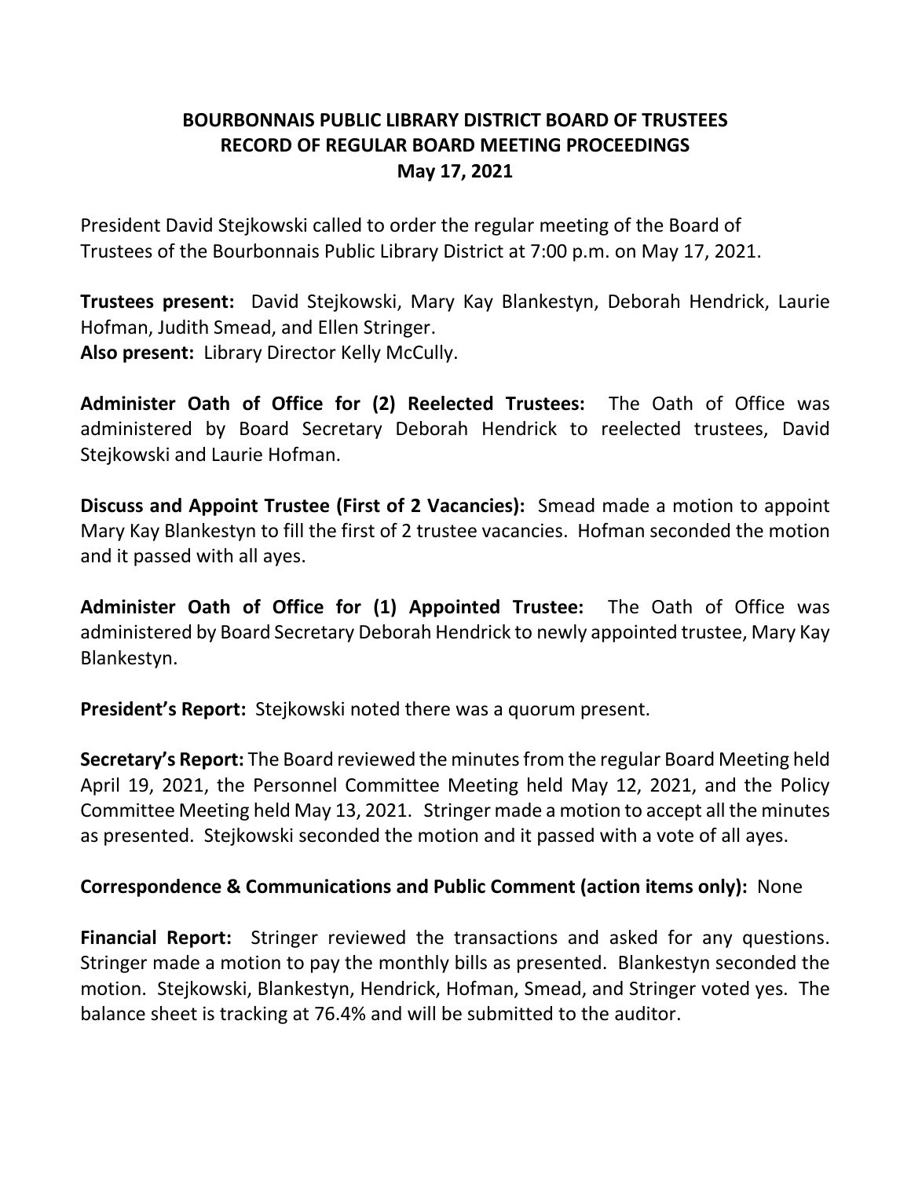# BOURBONNAIS PUBLIC LIBRARY DISTRICT BOARD OF TRUSTEES
## RECORD OF REGULAR BOARD MEETING PROCEEDINGS
### May 17, 2021

President David Stejkowski called to order the regular meeting of the Board of Trustees of the Bourbonnais Public Library District at 7:00 p.m. on May 17, 2021.

**Trustees present:** David Stejkowski, Mary Kay Blankestyn, Deborah Hendrick, Laurie Hofman, Judith Smead, and Ellen Stringer.
**Also present:** Library Director Kelly McCully.

**Administer Oath of Office for (2) Reelected Trustees:** The Oath of Office was administered by Board Secretary Deborah Hendrick to reelected trustees, David Stejkowski and Laurie Hofman.

**Discuss and Appoint Trustee (First of 2 Vacancies):** Smead made a motion to appoint Mary Kay Blankestyn to fill the first of 2 trustee vacancies. Hofman seconded the motion and it passed with all ayes.

**Administer Oath of Office for (1) Appointed Trustee:** The Oath of Office was administered by Board Secretary Deborah Hendrick to newly appointed trustee, Mary Kay Blankestyn.

**President's Report:** Stejkowski noted there was a quorum present.

**Secretary's Report:** The Board reviewed the minutes from the regular Board Meeting held April 19, 2021, the Personnel Committee Meeting held May 12, 2021, and the Policy Committee Meeting held May 13, 2021. Stringer made a motion to accept all the minutes as presented. Stejkowski seconded the motion and it passed with a vote of all ayes.

**Correspondence & Communications and Public Comment (action items only):** None

**Financial Report:** Stringer reviewed the transactions and asked for any questions. Stringer made a motion to pay the monthly bills as presented. Blankestyn seconded the motion. Stejkowski, Blankestyn, Hendrick, Hofman, Smead, and Stringer voted yes. The balance sheet is tracking at 76.4% and will be submitted to the auditor.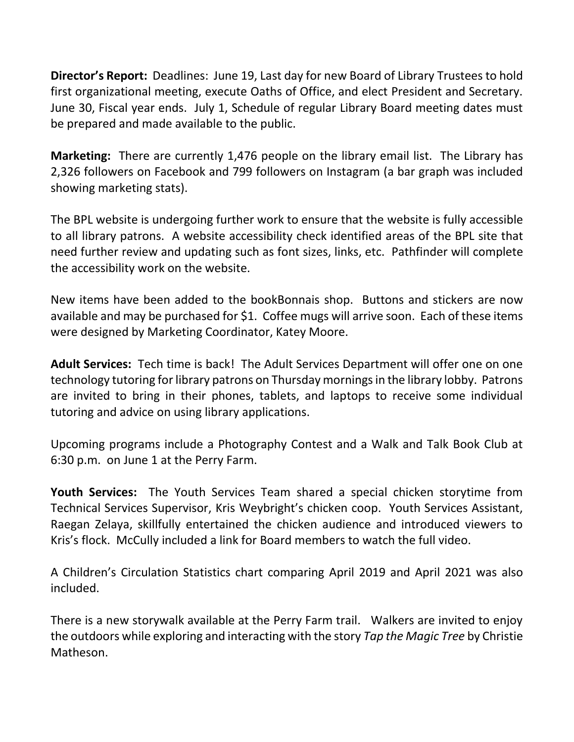**Director's Report:** Deadlines: June 19, Last day for new Board of Library Trustees to hold first organizational meeting, execute Oaths of Office, and elect President and Secretary. June 30, Fiscal year ends. July 1, Schedule of regular Library Board meeting dates must be prepared and made available to the public.

**Marketing:** There are currently 1,476 people on the library email list. The Library has 2,326 followers on Facebook and 799 followers on Instagram (a bar graph was included showing marketing stats).

The BPL website is undergoing further work to ensure that the website is fully accessible to all library patrons. A website accessibility check identified areas of the BPL site that need further review and updating such as font sizes, links, etc. Pathfinder will complete the accessibility work on the website.

New items have been added to the bookBonnais shop. Buttons and stickers are now available and may be purchased for $1. Coffee mugs will arrive soon. Each of these items were designed by Marketing Coordinator, Katey Moore.

**Adult Services:** Tech time is back! The Adult Services Department will offer one on one technology tutoring for library patrons on Thursday mornings in the library lobby. Patrons are invited to bring in their phones, tablets, and laptops to receive some individual tutoring and advice on using library applications.

Upcoming programs include a Photography Contest and a Walk and Talk Book Club at 6:30 p.m. on June 1 at the Perry Farm.

**Youth Services:** The Youth Services Team shared a special chicken storytime from Technical Services Supervisor, Kris Weybright's chicken coop. Youth Services Assistant, Raegan Zelaya, skillfully entertained the chicken audience and introduced viewers to Kris's flock. McCully included a link for Board members to watch the full video.

A Children's Circulation Statistics chart comparing April 2019 and April 2021 was also included.

There is a new storywalk available at the Perry Farm trail. Walkers are invited to enjoy the outdoors while exploring and interacting with the story *Tap the Magic Tree* by Christie Matheson.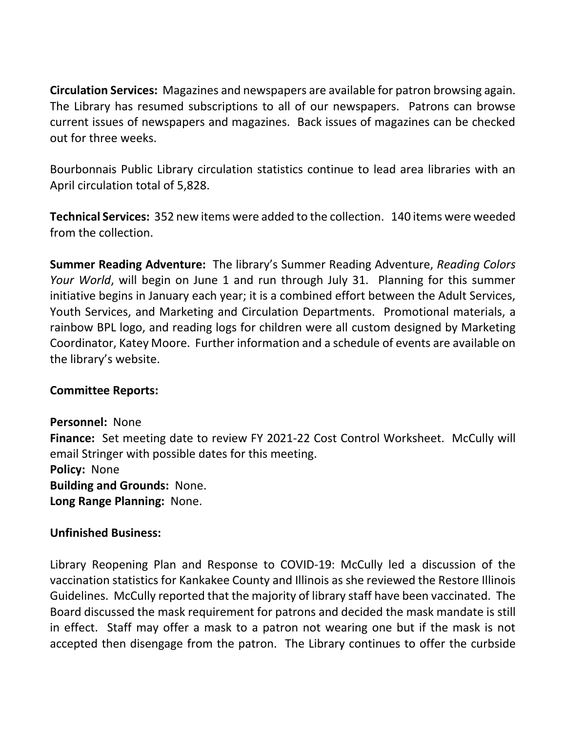**Circulation Services:** Magazines and newspapers are available for patron browsing again. The Library has resumed subscriptions to all of our newspapers. Patrons can browse current issues of newspapers and magazines. Back issues of magazines can be checked out for three weeks.

Bourbonnais Public Library circulation statistics continue to lead area libraries with an April circulation total of 5,828.

**Technical Services:** 352 new items were added to the collection. 140 items were weeded from the collection.

**Summer Reading Adventure:** The library's Summer Reading Adventure, *Reading Colors Your World*, will begin on June 1 and run through July 31. Planning for this summer initiative begins in January each year; it is a combined effort between the Adult Services, Youth Services, and Marketing and Circulation Departments. Promotional materials, a rainbow BPL logo, and reading logs for children were all custom designed by Marketing Coordinator, Katey Moore. Further information and a schedule of events are available on the library's website.

**Committee Reports:**

**Personnel:** None
**Finance:** Set meeting date to review FY 2021-22 Cost Control Worksheet. McCully will email Stringer with possible dates for this meeting.
**Policy:** None
**Building and Grounds:** None.
**Long Range Planning:** None.

**Unfinished Business:**

Library Reopening Plan and Response to COVID-19: McCully led a discussion of the vaccination statistics for Kankakee County and Illinois as she reviewed the Restore Illinois Guidelines. McCully reported that the majority of library staff have been vaccinated. The Board discussed the mask requirement for patrons and decided the mask mandate is still in effect. Staff may offer a mask to a patron not wearing one but if the mask is not accepted then disengage from the patron. The Library continues to offer the curbside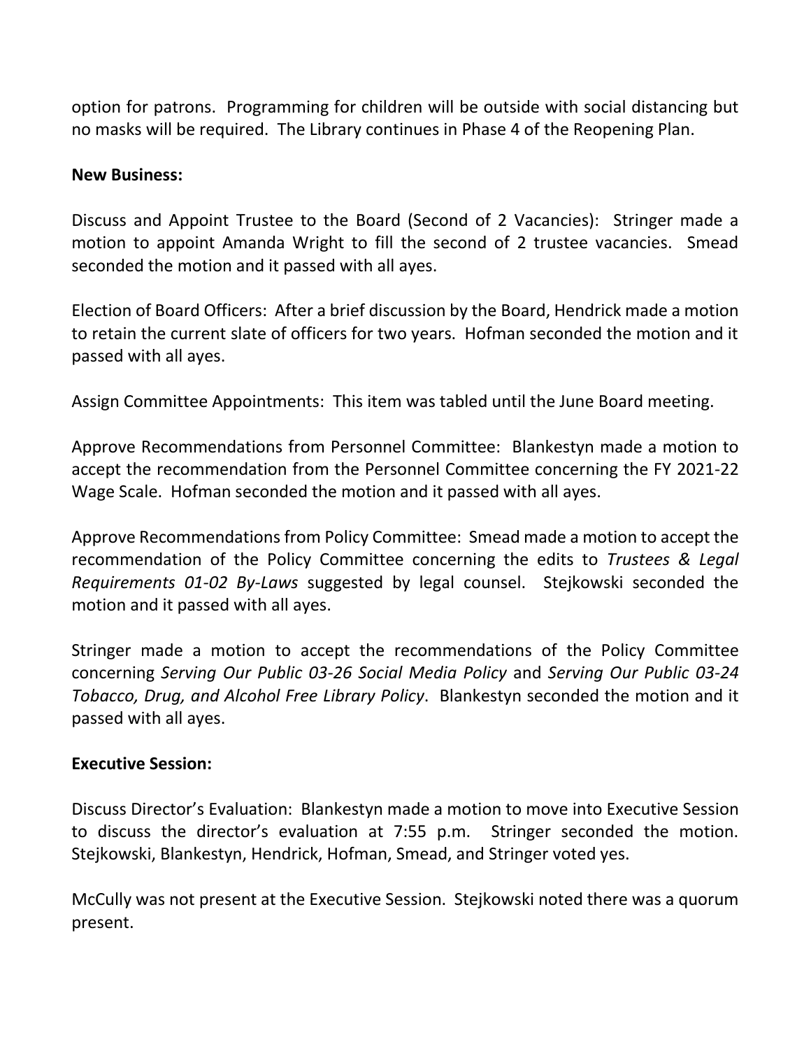option for patrons. Programming for children will be outside with social distancing but no masks will be required. The Library continues in Phase 4 of the Reopening Plan.

**New Business:**

Discuss and Appoint Trustee to the Board (Second of 2 Vacancies): Stringer made a motion to appoint Amanda Wright to fill the second of 2 trustee vacancies. Smead seconded the motion and it passed with all ayes.

Election of Board Officers: After a brief discussion by the Board, Hendrick made a motion to retain the current slate of officers for two years. Hofman seconded the motion and it passed with all ayes.

Assign Committee Appointments: This item was tabled until the June Board meeting.

Approve Recommendations from Personnel Committee: Blankestyn made a motion to accept the recommendation from the Personnel Committee concerning the FY 2021-22 Wage Scale. Hofman seconded the motion and it passed with all ayes.

Approve Recommendations from Policy Committee: Smead made a motion to accept the recommendation of the Policy Committee concerning the edits to *Trustees & Legal Requirements 01-02 By-Laws* suggested by legal counsel. Stejkowski seconded the motion and it passed with all ayes.

Stringer made a motion to accept the recommendations of the Policy Committee concerning *Serving Our Public 03-26 Social Media Policy* and *Serving Our Public 03-24 Tobacco, Drug, and Alcohol Free Library Policy*. Blankestyn seconded the motion and it passed with all ayes.

**Executive Session:**

Discuss Director's Evaluation: Blankestyn made a motion to move into Executive Session to discuss the director's evaluation at 7:55 p.m. Stringer seconded the motion. Stejkowski, Blankestyn, Hendrick, Hofman, Smead, and Stringer voted yes.

McCully was not present at the Executive Session. Stejkowski noted there was a quorum present.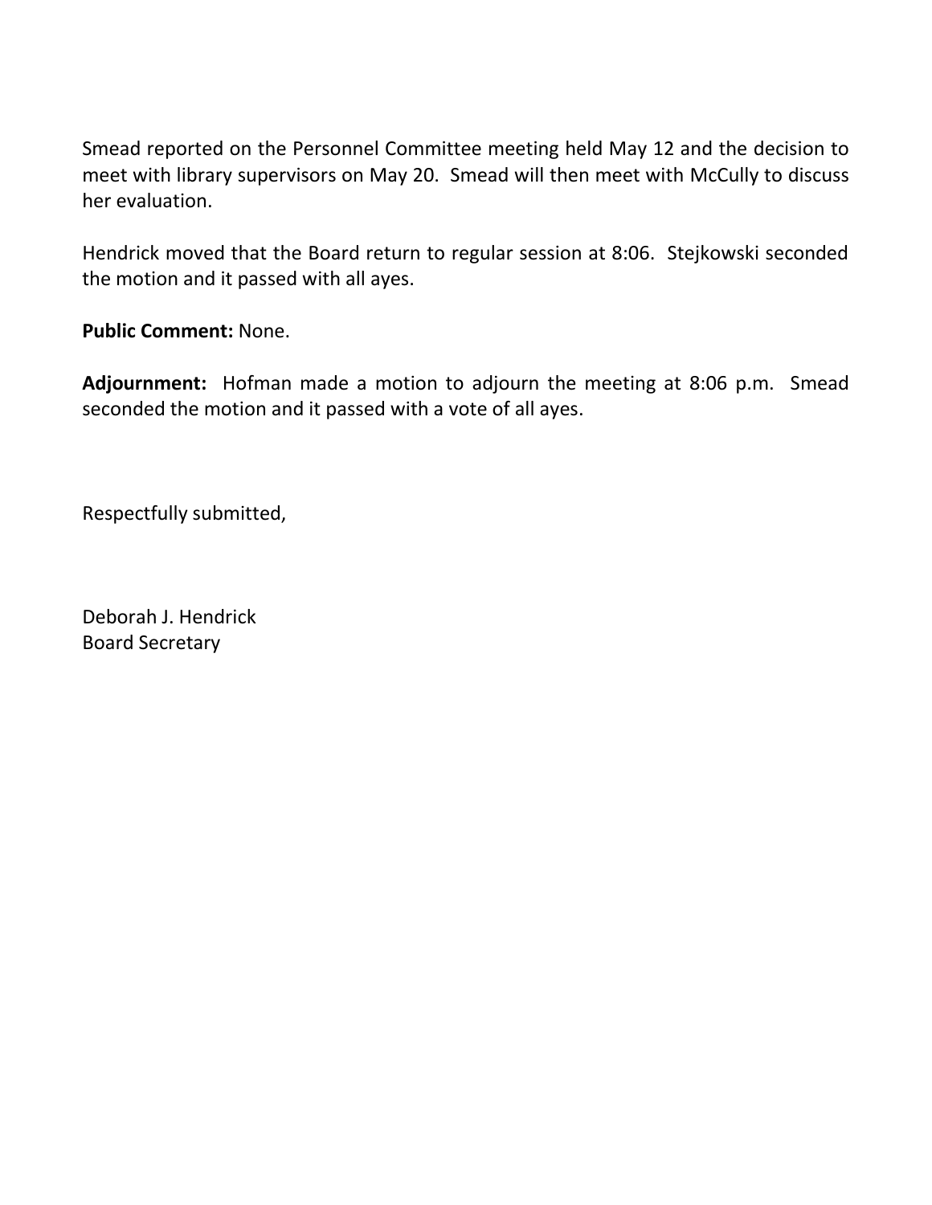Smead reported on the Personnel Committee meeting held May 12 and the decision to meet with library supervisors on May 20. Smead will then meet with McCully to discuss her evaluation.

Hendrick moved that the Board return to regular session at 8:06. Stejkowski seconded the motion and it passed with all ayes.

**Public Comment:** None.

**Adjournment:** Hofman made a motion to adjourn the meeting at 8:06 p.m. Smead seconded the motion and it passed with a vote of all ayes.

Respectfully submitted,

Deborah J. Hendrick
Board Secretary